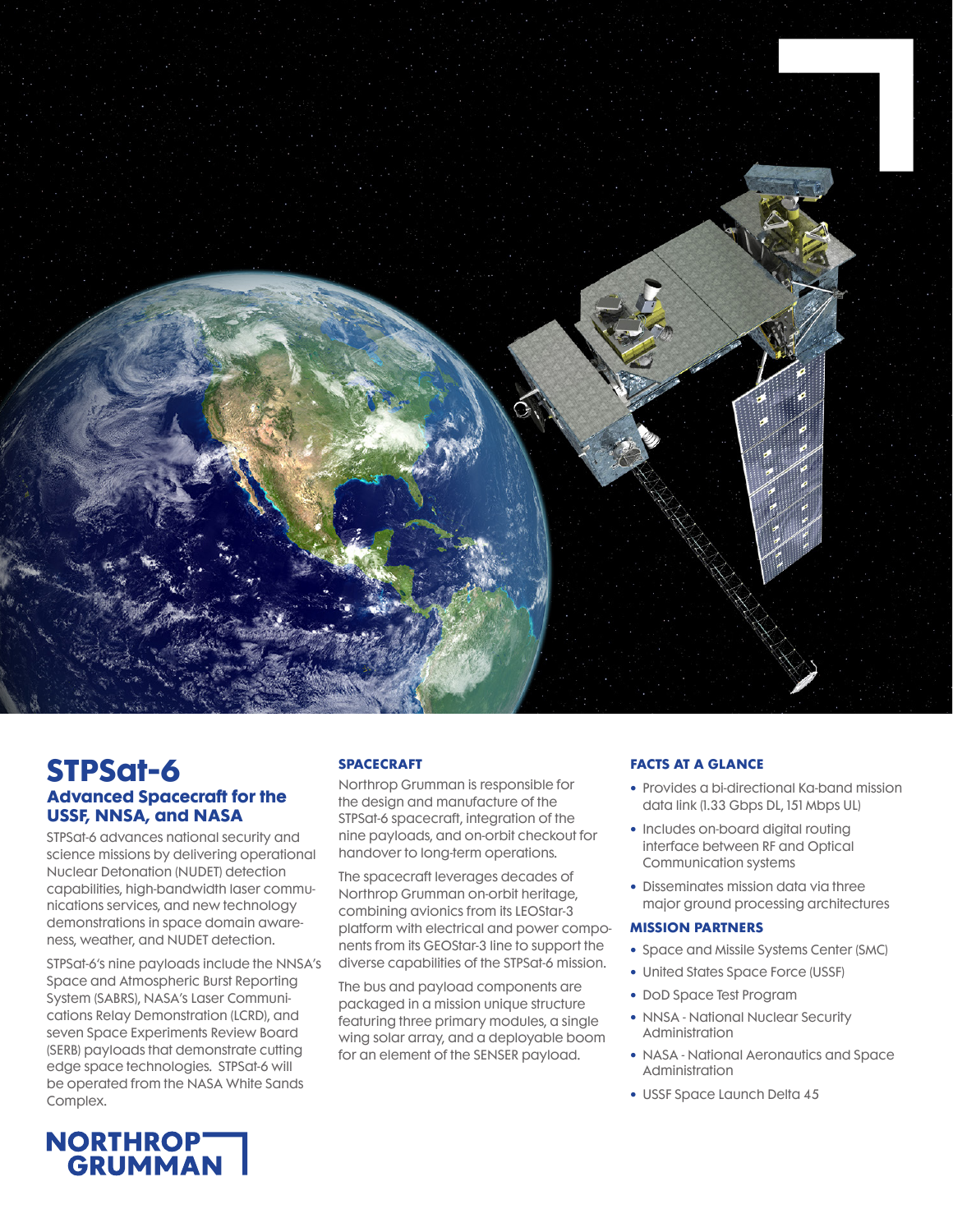# STPSat-6

## Advanced Spacecraft for the USSF, NNSA, and NASA

STPSat-6 advances national security and science missions by delivering operational Nuclear Detonation (NUDET) detection capabilities, high-bandwidth laser communications services, and new technology demonstrations in space domain awareness, weather, and NUDET detection.

STPSat-6's nine payloads include the NNSA's Space and Atmospheric Burst Reporting System (SABRS), NASA's Laser Communications Relay Demonstration (LCRD), and seven Space Experiments Review Board (SERB) payloads that demonstrate cutting edge space technologies. STPSat-6 will be operated from the NASA White Sands Complex.

### SPACECRAFT

Northrop Grumman is responsible for the design and manufacture of the STPSat-6 spacecraft, integration of the nine payloads, and on-orbit checkout for handover to long-term operations.

The spacecraft leverages decades of Northrop Grumman on-orbit heritage, combining avionics from its LEOStar-3 platform with electrical and power components from its GEOStar-3 line to support the diverse capabilities of the STPSat-6 mission.

The bus and payload components are packaged in a mission unique structure featuring three primary modules, a single wing solar array, and a deployable boom for an element of the SENSER payload.

### FACTS AT A GLANCE

- Provides a bi-directional Ka-band mission data link (1.33 Gbps DL, 151 Mbps UL)
- Includes on-board digital routing interface between RF and Optical Communication systems
- Disseminates mission data via three major ground processing architectures

### MISSION PARTNERS

- Space and Missile Systems Center (SMC)
- United States Space Force (USSF)
- DoD Space Test Program
- NNSA - National Nuclear Security Administration
- NASA - National Aeronautics and Space Administration
- USSF Space Launch Delta 45

NORTHROP GRUMMAN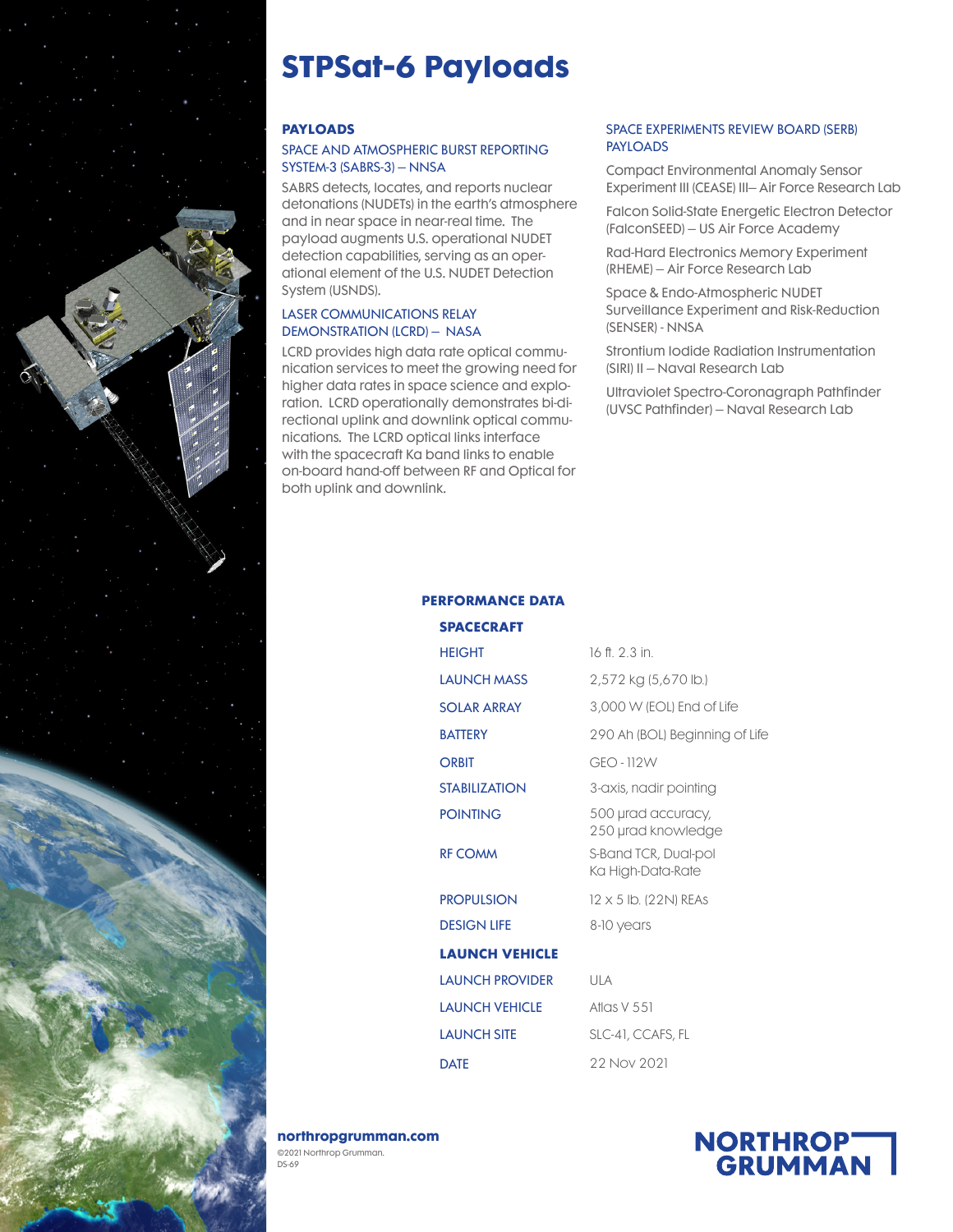# STPSat-6 Payloads

## PAYLOADS

### SPACE AND ATMOSPHERIC BURST REPORTING SYSTEM-3 (SABRS-3) – NNSA

SABRS detects, locates, and reports nuclear detonations (NUDETs) in the earth's atmosphere and in near space in near-real time. The payload augments U.S. operational NUDET detection capabilities, serving as an operational element of the U.S. NUDET Detection System (USNDS).

### LASER COMMUNICATIONS RELAY DEMONSTRATION (LCRD) – NASA

LCRD provides high data rate optical communication services to meet the growing need for higher data rates in space science and exploration. LCRD operationally demonstrates bi-directional uplink and downlink optical communications. The LCRD optical links interface with the spacecraft Ka band links to enable on-board hand-off between RF and Optical for both uplink and downlink.

### SPACE EXPERIMENTS REVIEW BOARD (SERB) PAYLOADS

Compact Environmental Anomaly Sensor Experiment III (CEASE) III– Air Force Research Lab

Falcon Solid-State Energetic Electron Detector (FalconSEED) – US Air Force Academy

Rad-Hard Electronics Memory Experiment (RHEME) – Air Force Research Lab

Space & Endo-Atmospheric NUDET Surveillance Experiment and Risk-Reduction (SENSER) - NNSA

Strontium Iodide Radiation Instrumentation (SIRI) II – Naval Research Lab

Ultraviolet Spectro-Coronagraph Pathfinder (UVSC Pathfinder) – Naval Research Lab

## PERFORMANCE DATA

| | |
|---|---|
| **SPACECRAFT** | |
| HEIGHT | 16 ft. 2.3 in. |
| LAUNCH MASS | 2,572 kg (5,670 lb.) |
| SOLAR ARRAY | 3,000 W (EOL) End of Life |
| BATTERY | 290 Ah (BOL) Beginning of Life |
| ORBIT | GEO - 112W |
| STABILIZATION | 3-axis, nadir pointing |
| POINTING | 500 µrad accuracy, 250 µrad knowledge |
| RF COMM | S-Band TCR, Dual-pol Ka High-Data-Rate |
| PROPULSION | 12 x 5 lb. (22N) REAs |
| DESIGN LIFE | 8-10 years |
| **LAUNCH VEHICLE** | |
| LAUNCH PROVIDER | ULA |
| LAUNCH VEHICLE | Atlas V 551 |
| LAUNCH SITE | SLC-41, CCAFS, FL |
| DATE | 22 Nov 2021 |

**northropgrumman.com**
©2021 Northrop Grumman.
DS-69

NORTHROP GRUMMAN